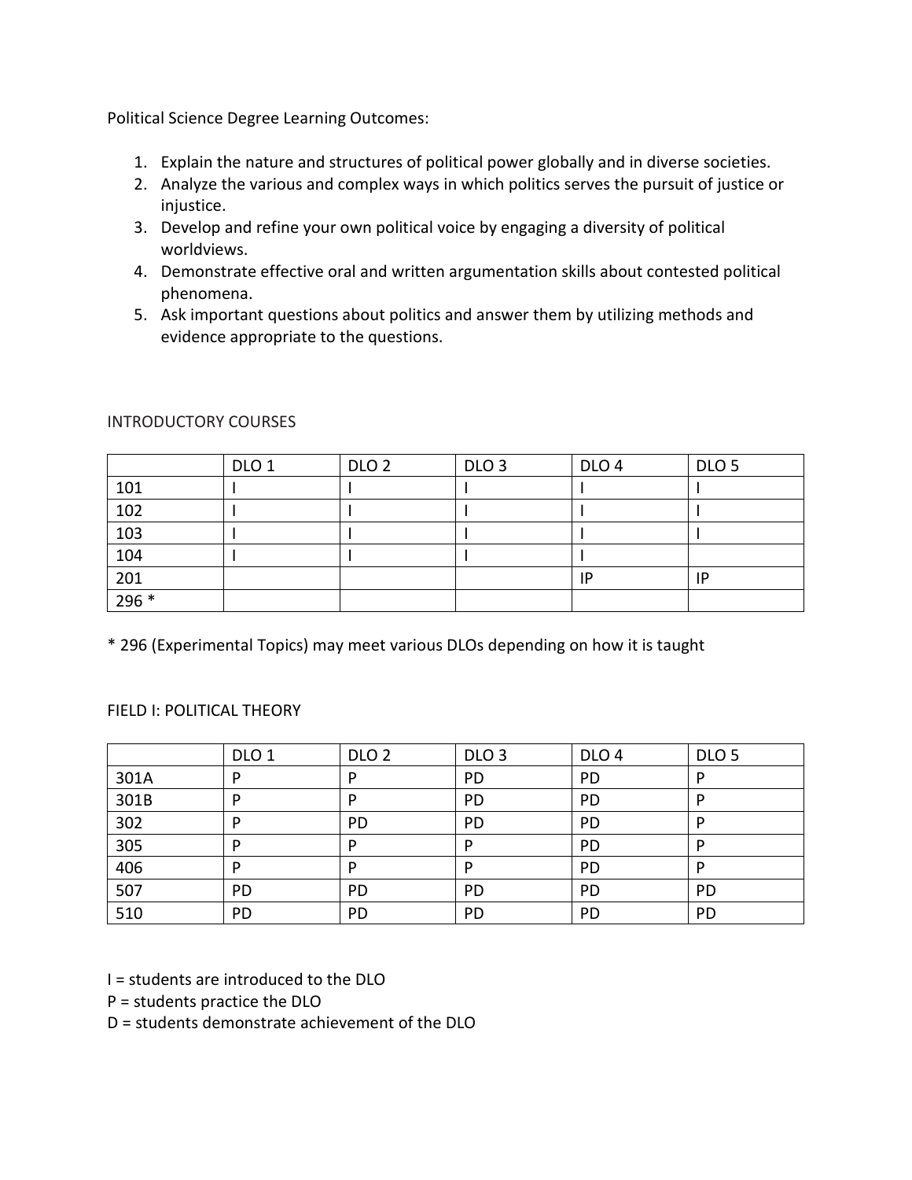Political Science Degree Learning Outcomes:

1. Explain the nature and structures of political power globally and in diverse societies.
2. Analyze the various and complex ways in which politics serves the pursuit of justice or injustice.
3. Develop and refine your own political voice by engaging a diversity of political worldviews.
4. Demonstrate effective oral and written argumentation skills about contested political phenomena.
5. Ask important questions about politics and answer them by utilizing methods and evidence appropriate to the questions.

INTRODUCTORY COURSES

| | DLO 1 | DLO 2 | DLO 3 | DLO 4 | DLO 5 |
|---|---|---|---|---|---|
| 101 | I | I | I | I | I |
| 102 | I | I | I | I | I |
| 103 | I | I | I | I | I |
| 104 | I | I | I | I | |
| 201 | | | | IP | IP |
| 296 * | | | | | |

* 296 (Experimental Topics) may meet various DLOs depending on how it is taught

FIELD I: POLITICAL THEORY

| | DLO 1 | DLO 2 | DLO 3 | DLO 4 | DLO 5 |
|---|---|---|---|---|---|
| 301A | P | P | PD | PD | P |
| 301B | P | P | PD | PD | P |
| 302 | P | PD | PD | PD | P |
| 305 | P | P | P | PD | P |
| 406 | P | P | P | PD | P |
| 507 | PD | PD | PD | PD | PD |
| 510 | PD | PD | PD | PD | PD |

I = students are introduced to the DLO
P = students practice the DLO
D = students demonstrate achievement of the DLO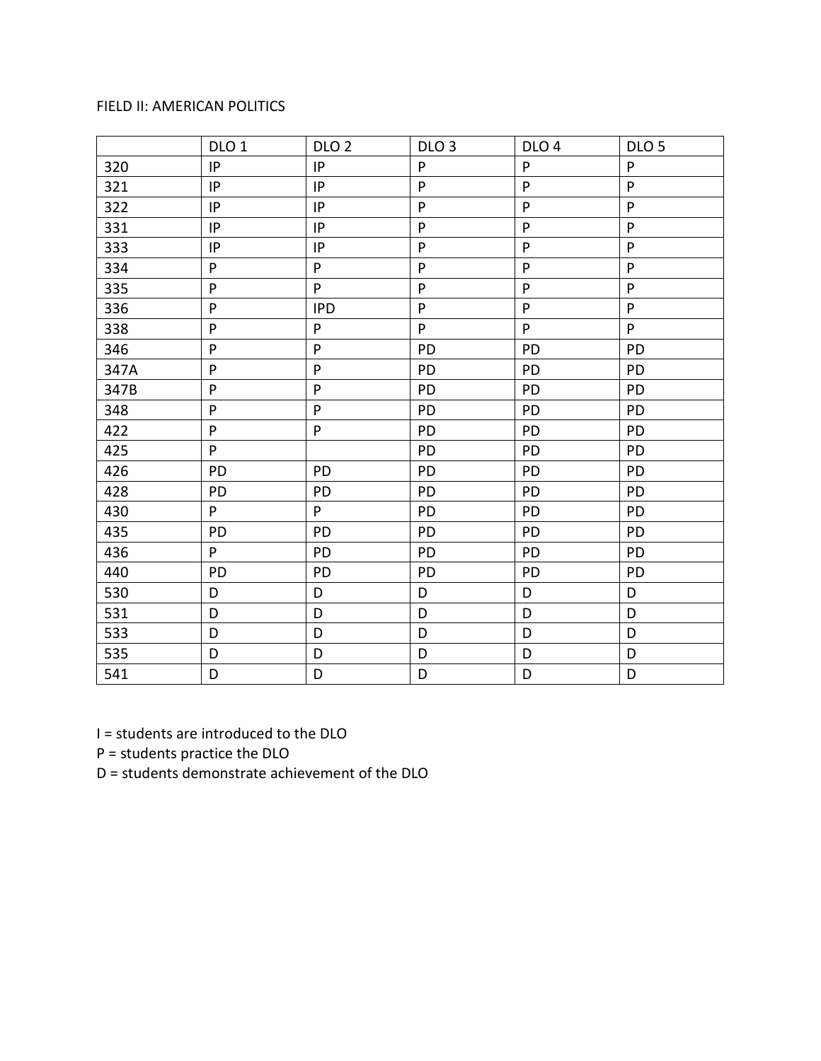FIELD II: AMERICAN POLITICS

| | DLO 1 | DLO 2 | DLO 3 | DLO 4 | DLO 5 |
|---|---|---|---|---|---|
| 320 | IP | IP | P | P | P |
| 321 | IP | IP | P | P | P |
| 322 | IP | IP | P | P | P |
| 331 | IP | IP | P | P | P |
| 333 | IP | IP | P | P | P |
| 334 | P | P | P | P | P |
| 335 | P | P | P | P | P |
| 336 | P | IPD | P | P | P |
| 338 | P | P | P | P | P |
| 346 | P | P | PD | PD | PD |
| 347A | P | P | PD | PD | PD |
| 347B | P | P | PD | PD | PD |
| 348 | P | P | PD | PD | PD |
| 422 | P | P | PD | PD | PD |
| 425 | P | | PD | PD | PD |
| 426 | PD | PD | PD | PD | PD |
| 428 | PD | PD | PD | PD | PD |
| 430 | P | P | PD | PD | PD |
| 435 | PD | PD | PD | PD | PD |
| 436 | P | PD | PD | PD | PD |
| 440 | PD | PD | PD | PD | PD |
| 530 | D | D | D | D | D |
| 531 | D | D | D | D | D |
| 533 | D | D | D | D | D |
| 535 | D | D | D | D | D |
| 541 | D | D | D | D | D |

I = students are introduced to the DLO

P = students practice the DLO

D = students demonstrate achievement of the DLO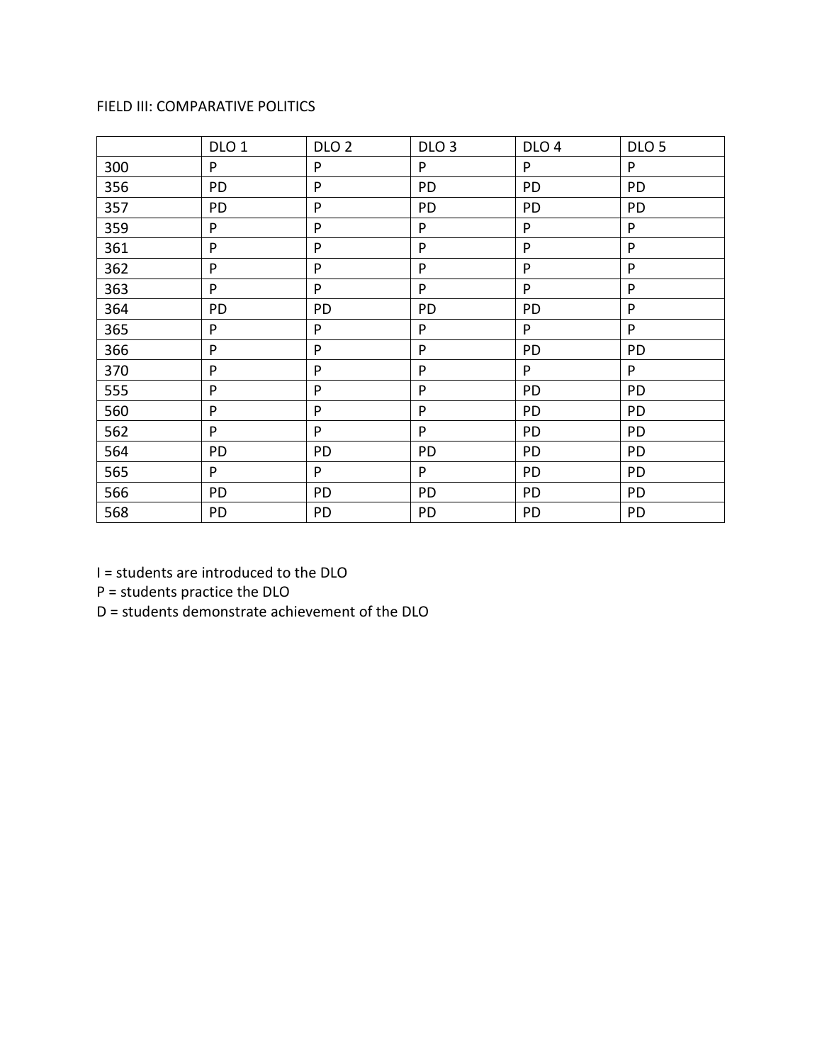FIELD III: COMPARATIVE POLITICS

| | DLO 1 | DLO 2 | DLO 3 | DLO 4 | DLO 5 |
|---|---|---|---|---|---|
| 300 | P | P | P | P | P |
| 356 | PD | P | PD | PD | PD |
| 357 | PD | P | PD | PD | PD |
| 359 | P | P | P | P | P |
| 361 | P | P | P | P | P |
| 362 | P | P | P | P | P |
| 363 | P | P | P | P | P |
| 364 | PD | PD | PD | PD | P |
| 365 | P | P | P | P | P |
| 366 | P | P | P | PD | PD |
| 370 | P | P | P | P | P |
| 555 | P | P | P | PD | PD |
| 560 | P | P | P | PD | PD |
| 562 | P | P | P | PD | PD |
| 564 | PD | PD | PD | PD | PD |
| 565 | P | P | P | PD | PD |
| 566 | PD | PD | PD | PD | PD |
| 568 | PD | PD | PD | PD | PD |

I = students are introduced to the DLO
P = students practice the DLO
D = students demonstrate achievement of the DLO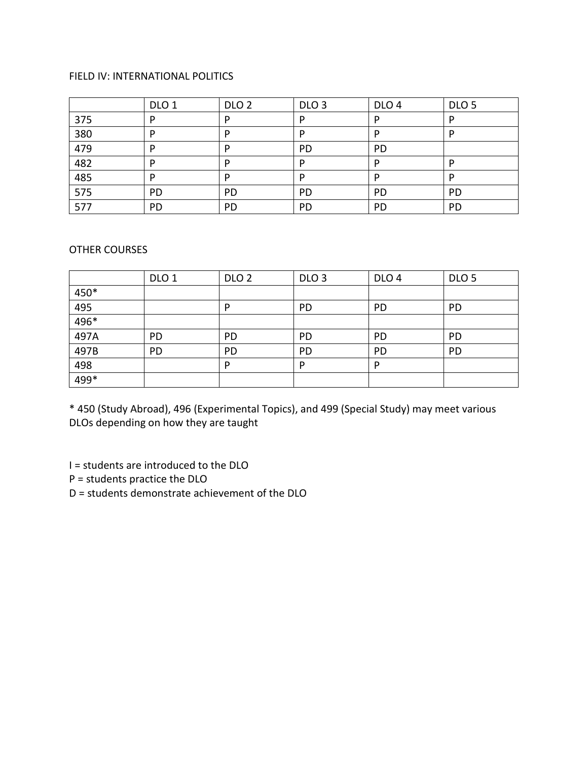FIELD IV: INTERNATIONAL POLITICS

| | DLO 1 | DLO 2 | DLO 3 | DLO 4 | DLO 5 |
|---|---|---|---|---|---|
| 375 | P | P | P | P | P |
| 380 | P | P | P | P | P |
| 479 | P | P | PD | PD | |
| 482 | P | P | P | P | P |
| 485 | P | P | P | P | P |
| 575 | PD | PD | PD | PD | PD |
| 577 | PD | PD | PD | PD | PD |

OTHER COURSES

| | DLO 1 | DLO 2 | DLO 3 | DLO 4 | DLO 5 |
|---|---|---|---|---|---|
| 450* | | | | | |
| 495 | | P | PD | PD | PD |
| 496* | | | | | |
| 497A | PD | PD | PD | PD | PD |
| 497B | PD | PD | PD | PD | PD |
| 498 | | P | P | P | |
| 499* | | | | | |

* 450 (Study Abroad), 496 (Experimental Topics), and 499 (Special Study) may meet various DLOs depending on how they are taught

I = students are introduced to the DLO
P = students practice the DLO
D = students demonstrate achievement of the DLO